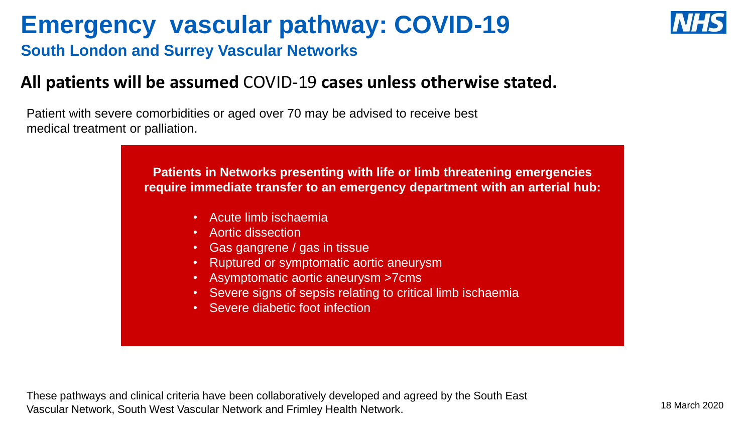# Emergency vascular pathway: COVID-19

## South London and Surrey Vascular Networks

**All patients will be assumed** COVID-19 **cases unless otherwise stated.**

Patient with severe comorbidities or aged over 70 may be advised to receive best medical treatment or palliation.

**Patients in Networks presenting with life or limb threatening emergencies require immediate transfer to an emergency department with an arterial hub:**

- Acute limb ischaemia
- Aortic dissection
- Gas gangrene / gas in tissue
- Ruptured or symptomatic aortic aneurysm
- Asymptomatic aortic aneurysm >7cms
- Severe signs of sepsis relating to critical limb ischaemia
- Severe diabetic foot infection

These pathways and clinical criteria have been collaboratively developed and agreed by the South East Vascular Network, South West Vascular Network and Frimley Health Network.

18 March 2020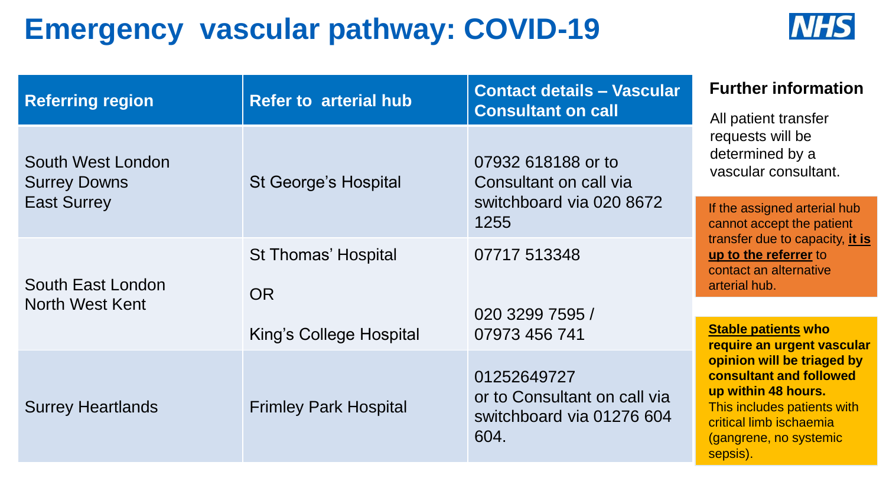# Emergency vascular pathway: COVID-19

| Referring region | Refer to arterial hub | Contact details – Vascular Consultant on call |
|---|---|---|
| South West London<br>Surrey Downs<br>East Surrey | St George's Hospital | 07932 618188 or to Consultant on call via switchboard via 020 8672 1255 |
| South East London<br>North West Kent | St Thomas' Hospital<br><br>OR<br><br>King's College Hospital | 07717 513348<br><br>020 3299 7595 / 07973 456 741 |
| Surrey Heartlands | Frimley Park Hospital | 01252649727<br>or to Consultant on call via switchboard via 01276 604 604. |

### Further information

All patient transfer requests will be determined by a vascular consultant.

If the assigned arterial hub cannot accept the patient transfer due to capacity, **it is up to the referrer** to contact an alternative arterial hub.

**Stable patients who require an urgent vascular opinion will be triaged by consultant and followed up within 48 hours.** This includes patients with critical limb ischaemia (gangrene, no systemic sepsis).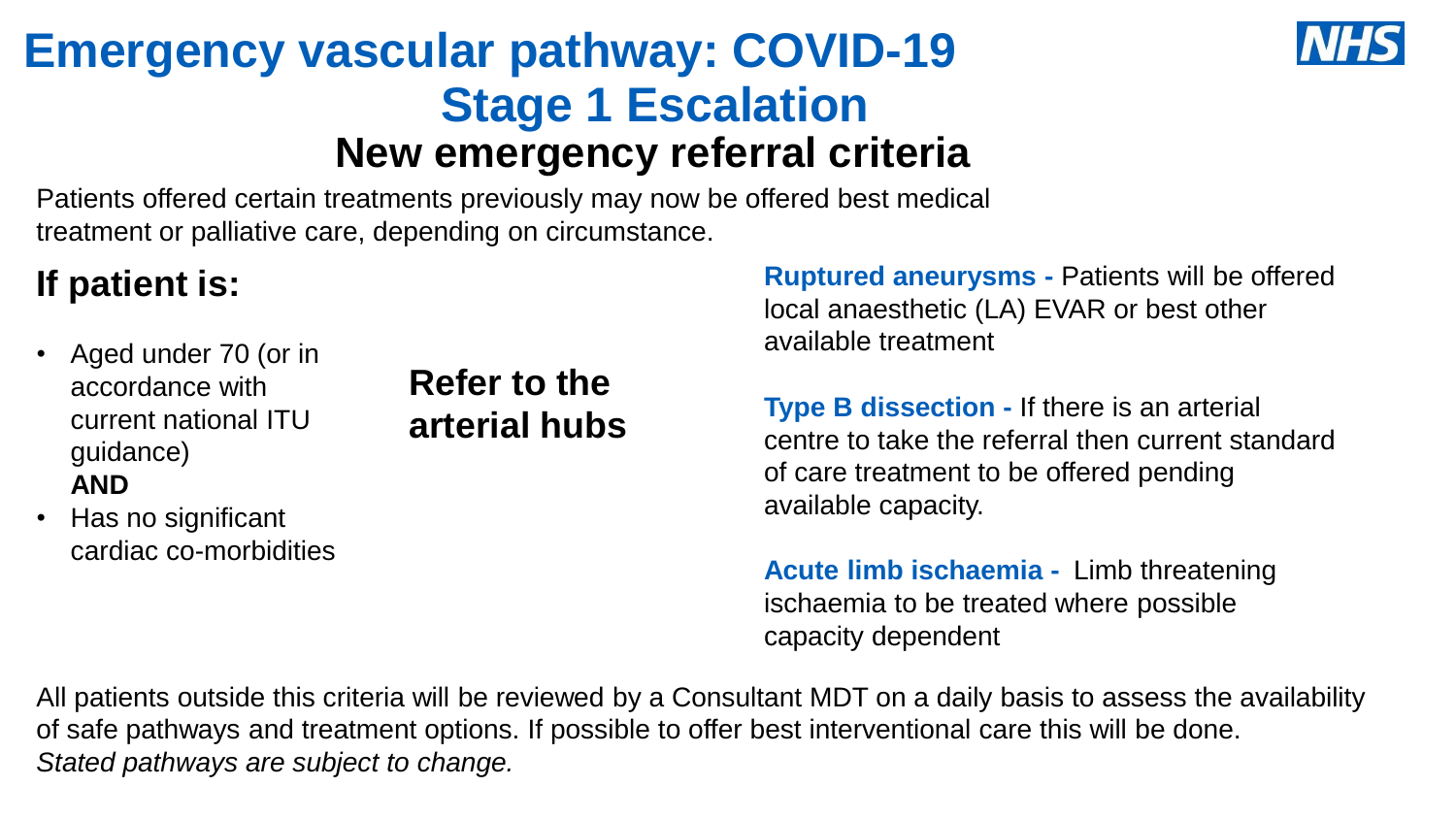# Emergency vascular pathway: COVID-19
# Stage 1 Escalation
## New emergency referral criteria

Patients offered certain treatments previously may now be offered best medical treatment or palliative care, depending on circumstance.

### If patient is:

- Aged under 70 (or in accordance with current national ITU guidance)
  **AND**
- Has no significant cardiac co-morbidities

**Refer to the arterial hubs**

**Ruptured aneurysms -** Patients will be offered local anaesthetic (LA) EVAR or best other available treatment

**Type B dissection -** If there is an arterial centre to take the referral then current standard of care treatment to be offered pending available capacity.

**Acute limb ischaemia -** Limb threatening ischaemia to be treated where possible capacity dependent

All patients outside this criteria will be reviewed by a Consultant MDT on a daily basis to assess the availability of safe pathways and treatment options. If possible to offer best interventional care this will be done.
*Stated pathways are subject to change.*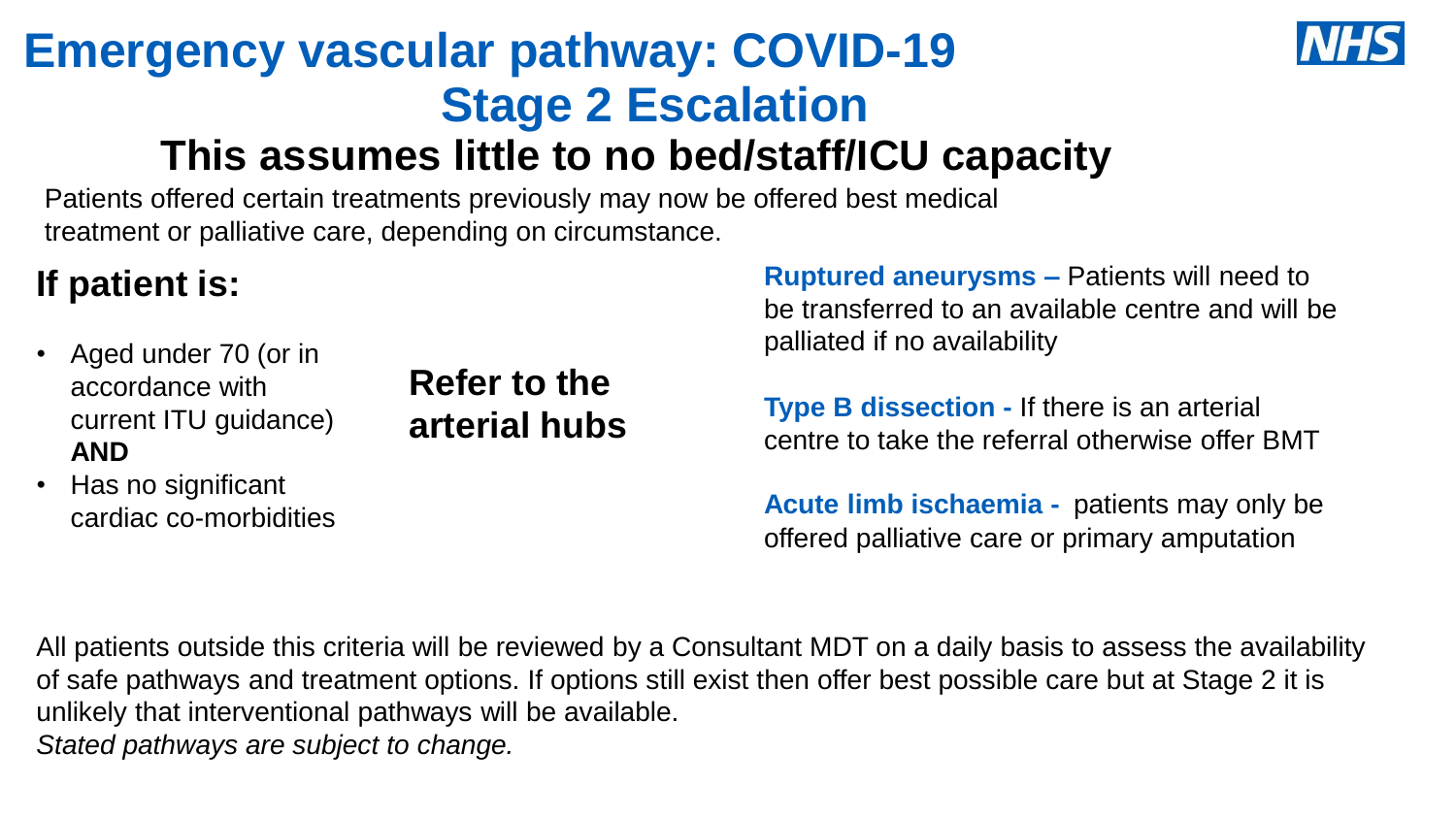# Emergency vascular pathway: COVID-19 Stage 2 Escalation

## This assumes little to no bed/staff/ICU capacity

Patients offered certain treatments previously may now be offered best medical treatment or palliative care, depending on circumstance.

### If patient is:

- Aged under 70 (or in accordance with current ITU guidance) **AND**
- Has no significant cardiac co-morbidities

**Refer to the arterial hubs**

**Ruptured aneurysms –** Patients will need to be transferred to an available centre and will be palliated if no availability

**Type B dissection -** If there is an arterial centre to take the referral otherwise offer BMT

**Acute limb ischaemia -** patients may only be offered palliative care or primary amputation

All patients outside this criteria will be reviewed by a Consultant MDT on a daily basis to assess the availability of safe pathways and treatment options. If options still exist then offer best possible care but at Stage 2 it is unlikely that interventional pathways will be available.

*Stated pathways are subject to change.*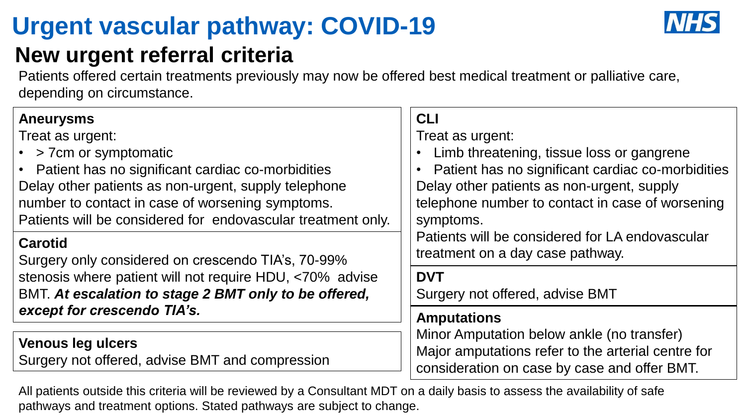# Urgent vascular pathway: COVID-19

## New urgent referral criteria

Patients offered certain treatments previously may now be offered best medical treatment or palliative care, depending on circumstance.

### Aneurysms

Treat as urgent:

- > 7cm or symptomatic
- Patient has no significant cardiac co-morbidities

Delay other patients as non-urgent, supply telephone number to contact in case of worsening symptoms.
Patients will be considered for endovascular treatment only.

### Carotid

Surgery only considered on crescendo TIA's, 70-99% stenosis where patient will not require HDU, <70% advise BMT. ***At escalation to stage 2 BMT only to be offered, except for crescendo TIA's.***

### Venous leg ulcers

Surgery not offered, advise BMT and compression

### CLI

Treat as urgent:

- Limb threatening, tissue loss or gangrene
- Patient has no significant cardiac co-morbidities

Delay other patients as non-urgent, supply telephone number to contact in case of worsening symptoms.
Patients will be considered for LA endovascular treatment on a day case pathway.

### DVT

Surgery not offered, advise BMT

### Amputations

Minor Amputation below ankle (no transfer)
Major amputations refer to the arterial centre for consideration on case by case and offer BMT.

All patients outside this criteria will be reviewed by a Consultant MDT on a daily basis to assess the availability of safe pathways and treatment options. Stated pathways are subject to change.